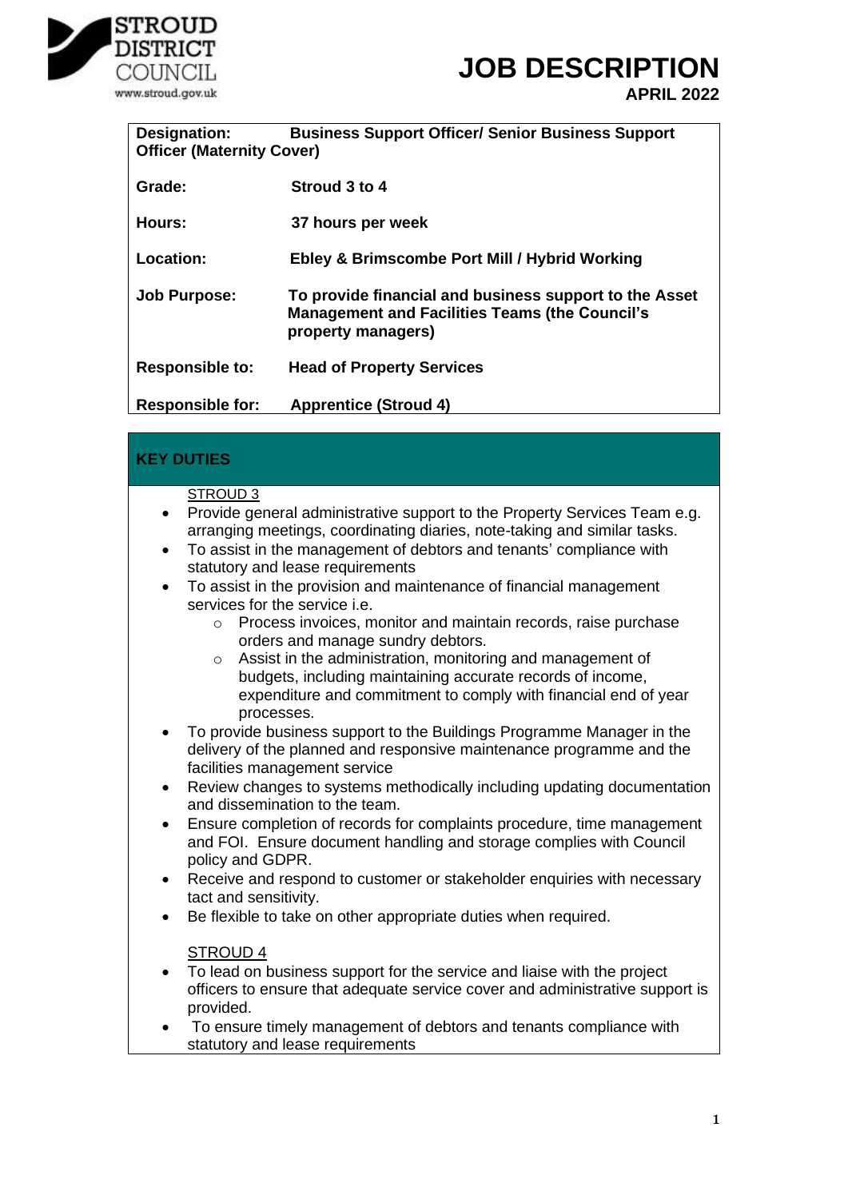STROUD DISTRICT COUNCIL
www.stroud.gov.uk

# JOB DESCRIPTION

**APRIL 2022**

| | |
|---|---|
| **Designation:** | **Business Support Officer/ Senior Business Support Officer (Maternity Cover)** |
| **Grade:** | **Stroud 3 to 4** |
| **Hours:** | **37 hours per week** |
| **Location:** | **Ebley & Brimscombe Port Mill / Hybrid Working** |
| **Job Purpose:** | **To provide financial and business support to the Asset Management and Facilities Teams (the Council's property managers)** |
| **Responsible to:** | **Head of Property Services** |
| **Responsible for:** | **Apprentice (Stroud 4)** |

## KEY DUTIES

STROUD 3

- Provide general administrative support to the Property Services Team e.g. arranging meetings, coordinating diaries, note-taking and similar tasks.
- To assist in the management of debtors and tenants' compliance with statutory and lease requirements
- To assist in the provision and maintenance of financial management services for the service i.e.
  - Process invoices, monitor and maintain records, raise purchase orders and manage sundry debtors.
  - Assist in the administration, monitoring and management of budgets, including maintaining accurate records of income, expenditure and commitment to comply with financial end of year processes.
- To provide business support to the Buildings Programme Manager in the delivery of the planned and responsive maintenance programme and the facilities management service
- Review changes to systems methodically including updating documentation and dissemination to the team.
- Ensure completion of records for complaints procedure, time management and FOI. Ensure document handling and storage complies with Council policy and GDPR.
- Receive and respond to customer or stakeholder enquiries with necessary tact and sensitivity.
- Be flexible to take on other appropriate duties when required.

STROUD 4

- To lead on business support for the service and liaise with the project officers to ensure that adequate service cover and administrative support is provided.
- To ensure timely management of debtors and tenants compliance with statutory and lease requirements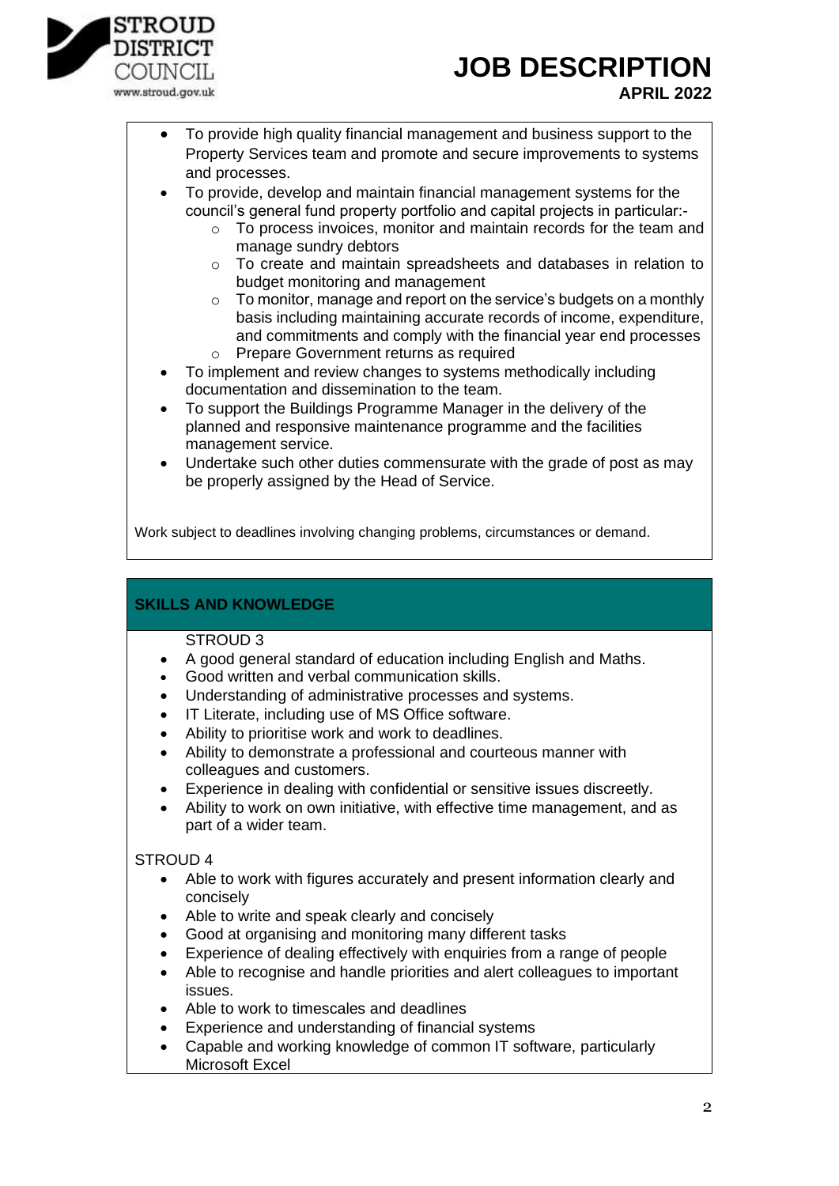- To provide high quality financial management and business support to the Property Services team and promote and secure improvements to systems and processes.
- To provide, develop and maintain financial management systems for the council's general fund property portfolio and capital projects in particular:-
  - To process invoices, monitor and maintain records for the team and manage sundry debtors
  - To create and maintain spreadsheets and databases in relation to budget monitoring and management
  - To monitor, manage and report on the service's budgets on a monthly basis including maintaining accurate records of income, expenditure, and commitments and comply with the financial year end processes
  - Prepare Government returns as required
- To implement and review changes to systems methodically including documentation and dissemination to the team.
- To support the Buildings Programme Manager in the delivery of the planned and responsive maintenance programme and the facilities management service.
- Undertake such other duties commensurate with the grade of post as may be properly assigned by the Head of Service.

Work subject to deadlines involving changing problems, circumstances or demand.

## SKILLS AND KNOWLEDGE

STROUD 3

- A good general standard of education including English and Maths.
- Good written and verbal communication skills.
- Understanding of administrative processes and systems.
- IT Literate, including use of MS Office software.
- Ability to prioritise work and work to deadlines.
- Ability to demonstrate a professional and courteous manner with colleagues and customers.
- Experience in dealing with confidential or sensitive issues discreetly.
- Ability to work on own initiative, with effective time management, and as part of a wider team.

STROUD 4

- Able to work with figures accurately and present information clearly and concisely
- Able to write and speak clearly and concisely
- Good at organising and monitoring many different tasks
- Experience of dealing effectively with enquiries from a range of people
- Able to recognise and handle priorities and alert colleagues to important issues.
- Able to work to timescales and deadlines
- Experience and understanding of financial systems
- Capable and working knowledge of common IT software, particularly Microsoft Excel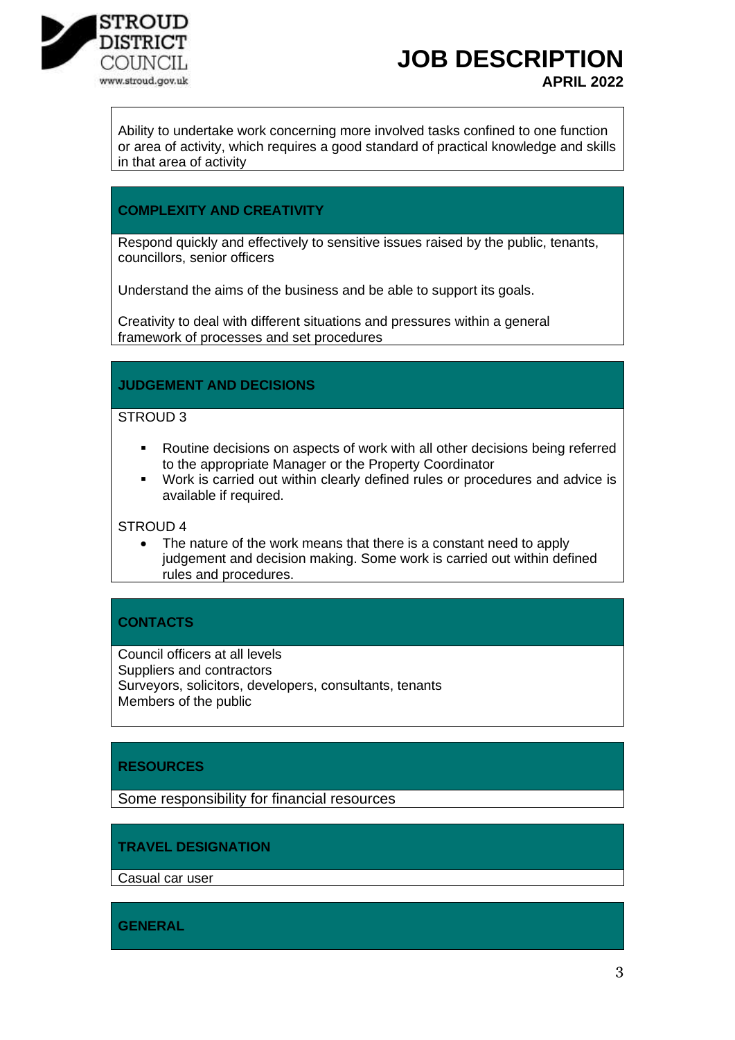Ability to undertake work concerning more involved tasks confined to one function or area of activity, which requires a good standard of practical knowledge and skills in that area of activity

## COMPLEXITY AND CREATIVITY

Respond quickly and effectively to sensitive issues raised by the public, tenants, councillors, senior officers

Understand the aims of the business and be able to support its goals.

Creativity to deal with different situations and pressures within a general framework of processes and set procedures

## JUDGEMENT AND DECISIONS

STROUD 3

- Routine decisions on aspects of work with all other decisions being referred to the appropriate Manager or the Property Coordinator
- Work is carried out within clearly defined rules or procedures and advice is available if required.

STROUD 4

- The nature of the work means that there is a constant need to apply judgement and decision making. Some work is carried out within defined rules and procedures.

## CONTACTS

Council officers at all levels
Suppliers and contractors
Surveyors, solicitors, developers, consultants, tenants
Members of the public

## RESOURCES

Some responsibility for financial resources

## TRAVEL DESIGNATION

Casual car user

## GENERAL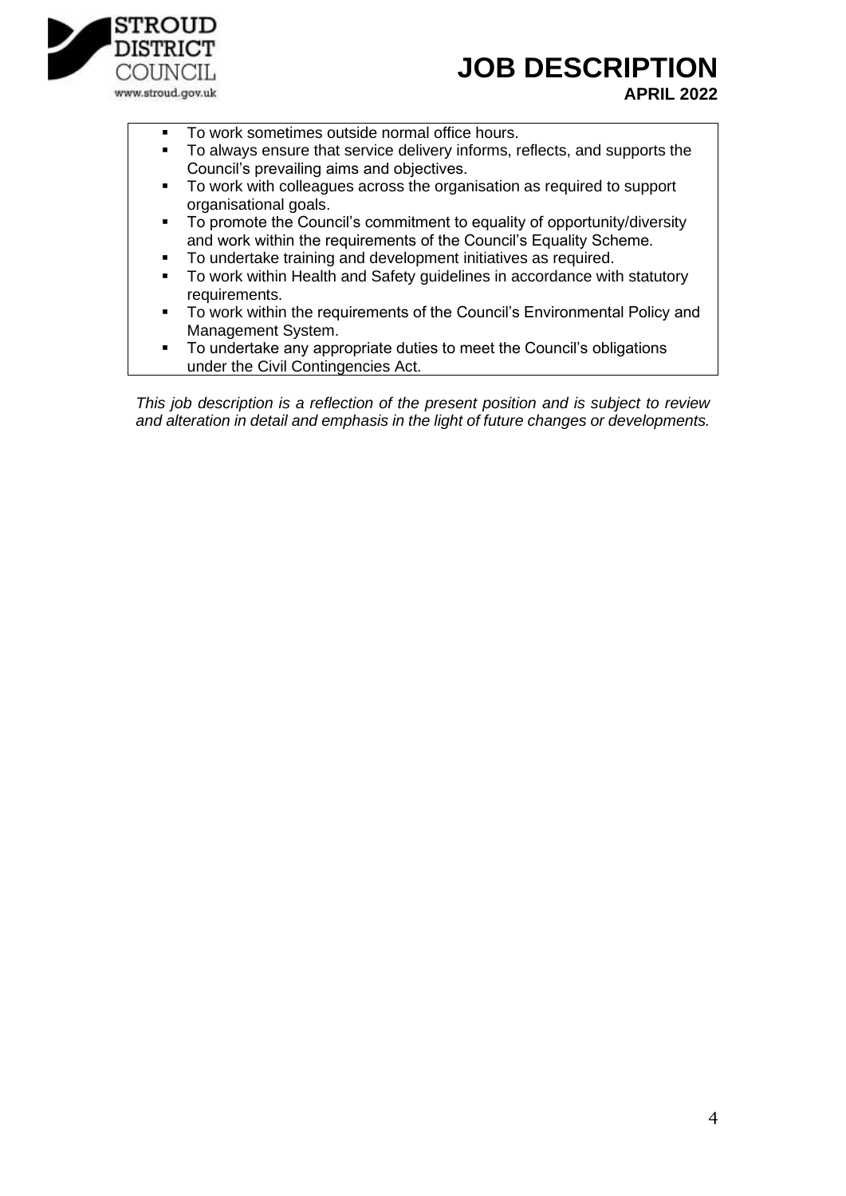- To work sometimes outside normal office hours.
- To always ensure that service delivery informs, reflects, and supports the Council's prevailing aims and objectives.
- To work with colleagues across the organisation as required to support organisational goals.
- To promote the Council's commitment to equality of opportunity/diversity and work within the requirements of the Council's Equality Scheme.
- To undertake training and development initiatives as required.
- To work within Health and Safety guidelines in accordance with statutory requirements.
- To work within the requirements of the Council's Environmental Policy and Management System.
- To undertake any appropriate duties to meet the Council's obligations under the Civil Contingencies Act.

*This job description is a reflection of the present position and is subject to review and alteration in detail and emphasis in the light of future changes or developments.*